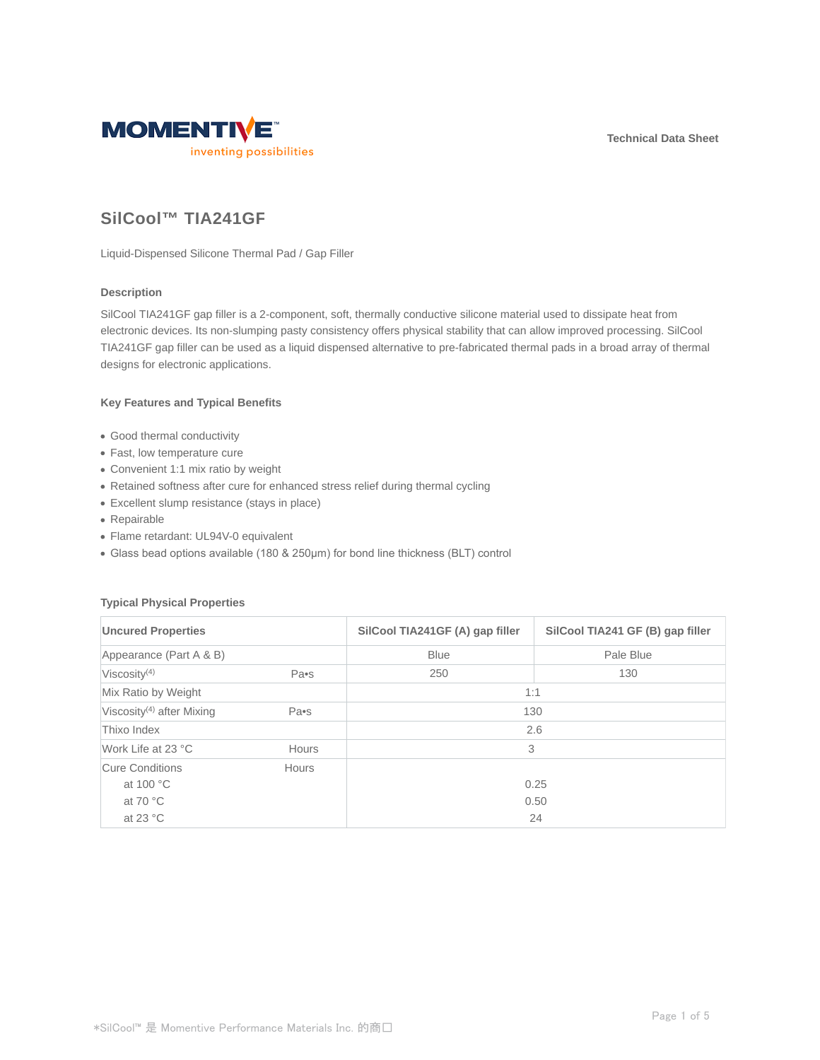Technical Data Sheet

# SilCool™ TIA241GF

Liquid-Dispensed Silicone Thermal Pad / Gap Filler

### Description

SilCool TIA241GF gap filler is a 2-component, soft, thermally conductive silicone material used to dissipate heat from electronic devices. Its non-slumping pasty consistency offers physical stability that can allow improved processing. SilCool TIA241GF gap filler can be used as a liquid dispensed alternative to pre-fabricated thermal pads in a broad array of thermal designs for electronic applications.

### Key Features and Typical Benefits

- Good thermal conductivity
- Fast, low temperature cure
- Convenient 1:1 mix ratio by weight
- Retained softness after cure for enhanced stress relief during thermal cycling
- Excellent slump resistance (stays in place)
- Repairable
- Flame retardant: UL94V-0 equivalent
- Glass bead options available (180 & 250µm) for bond line thickness (BLT) control

### Typical Physical Properties

| Uncured Properties | | SilCool TIA241GF (A) gap filler | SilCool TIA241 GF (B) gap filler |
|---|---|---|---|
| Appearance (Part A & B) | | Blue | Pale Blue |
| Viscosity[4] | Pa•s | 250 | 130 |
| Mix Ratio by Weight | | 1:1 | |
| Viscosity[4] after Mixing | Pa•s | 130 | |
| Thixo Index | | 2.6 | |
| Work Life at 23 °C | Hours | 3 | |
| Cure Conditions | Hours | | |
| at 100 °C | | 0.25 | |
| at 70 °C | | 0.50 | |
| at 23 °C | | 24 | |

*SilCool™ 是 Momentive Performance Materials Inc. 的商口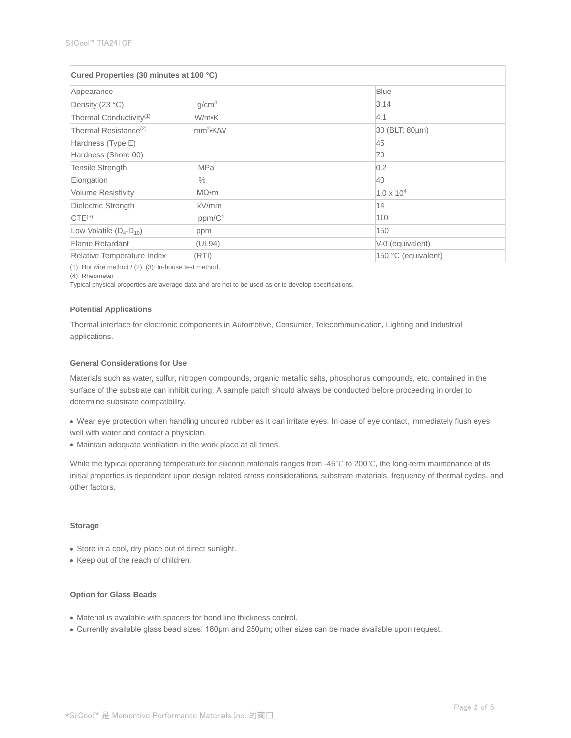| Cured Properties (30 minutes at 100 °C) | | |
|---|---|---|
| Appearance | | Blue |
| Density (23 °C) | $g/cm^3$ | 3.14 |
| Thermal Conductivity(1) | W/m•K | 4.1 |
| Thermal Resistance(2) | $mm^2$•K/W | 30 (BLT: 80µm) |
| Hardness (Type E)<br>Hardness (Shore 00) | | 45<br>70 |
| Tensile Strength | MPa | 0.2 |
| Elongation | % | 40 |
| Volume Resistivity | MΩ•m | $1.0 \times 10^4$ |
| Dielectric Strength | kV/mm | 14 |
| CTE(3) | ppm/C° | 110 |
| Low Volatile ($D_4$-$D_{10}$) | ppm | 150 |
| Flame Retardant | (UL94) | V-0 (equivalent) |
| Relative Temperature Index | (RTI) | 150 °C (equivalent) |

(1): Hot wire method / (2), (3): In-house test method.
(4): Rheometer
Typical physical properties are average data and are not to be used as or to develop specifications.

### Potential Applications

Thermal interface for electronic components in Automotive, Consumer, Telecommunication, Lighting and Industrial applications.

### General Considerations for Use

Materials such as water, sulfur, nitrogen compounds, organic metallic salts, phosphorus compounds, etc. contained in the surface of the substrate can inhibit curing. A sample patch should always be conducted before proceeding in order to determine substrate compatibility.

- Wear eye protection when handling uncured rubber as it can irritate eyes. In case of eye contact, immediately flush eyes well with water and contact a physician.
- Maintain adequate ventilation in the work place at all times.

While the typical operating temperature for silicone materials ranges from -45℃ to 200℃, the long-term maintenance of its initial properties is dependent upon design related stress considerations, substrate materials, frequency of thermal cycles, and other factors.

### Storage

- Store in a cool, dry place out of direct sunlight.
- Keep out of the reach of children.

### Option for Glass Beads

- Material is available with spacers for bond line thickness control.
- Currently available glass bead sizes: 180µm and 250µm; other sizes can be made available upon request.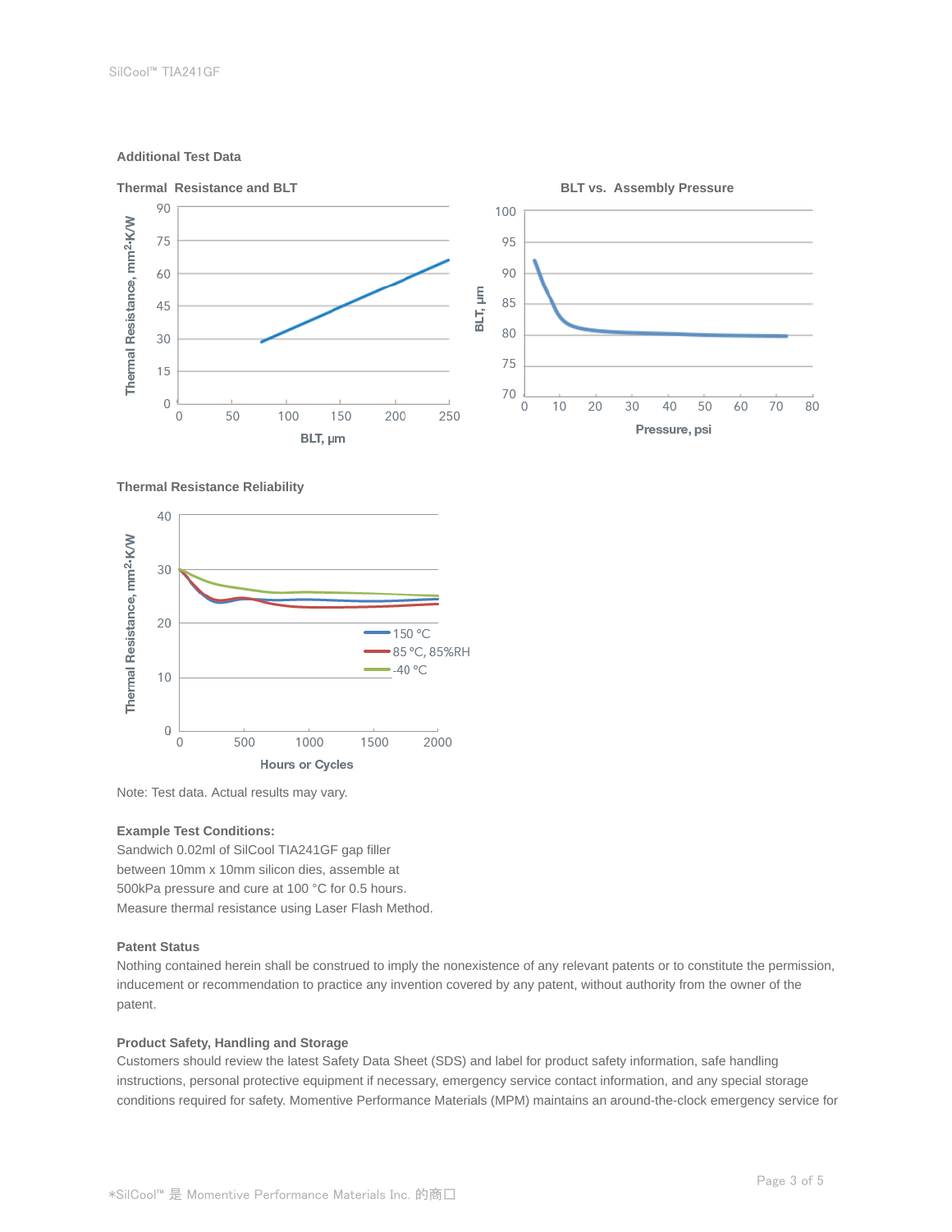### Additional Test Data

**Thermal Resistance and BLT**

**BLT vs. Assembly Pressure**

**Thermal Resistance Reliability**

Note: Test data. Actual results may vary.

**Example Test Conditions:**
Sandwich 0.02ml of SilCool TIA241GF gap filler between 10mm x 10mm silicon dies, assemble at 500kPa pressure and cure at 100 °C for 0.5 hours. Measure thermal resistance using Laser Flash Method.

**Patent Status**
Nothing contained herein shall be construed to imply the nonexistence of any relevant patents or to constitute the permission, inducement or recommendation to practice any invention covered by any patent, without authority from the owner of the patent.

**Product Safety, Handling and Storage**
Customers should review the latest Safety Data Sheet (SDS) and label for product safety information, safe handling instructions, personal protective equipment if necessary, emergency service contact information, and any special storage conditions required for safety. Momentive Performance Materials (MPM) maintains an around-the-clock emergency service for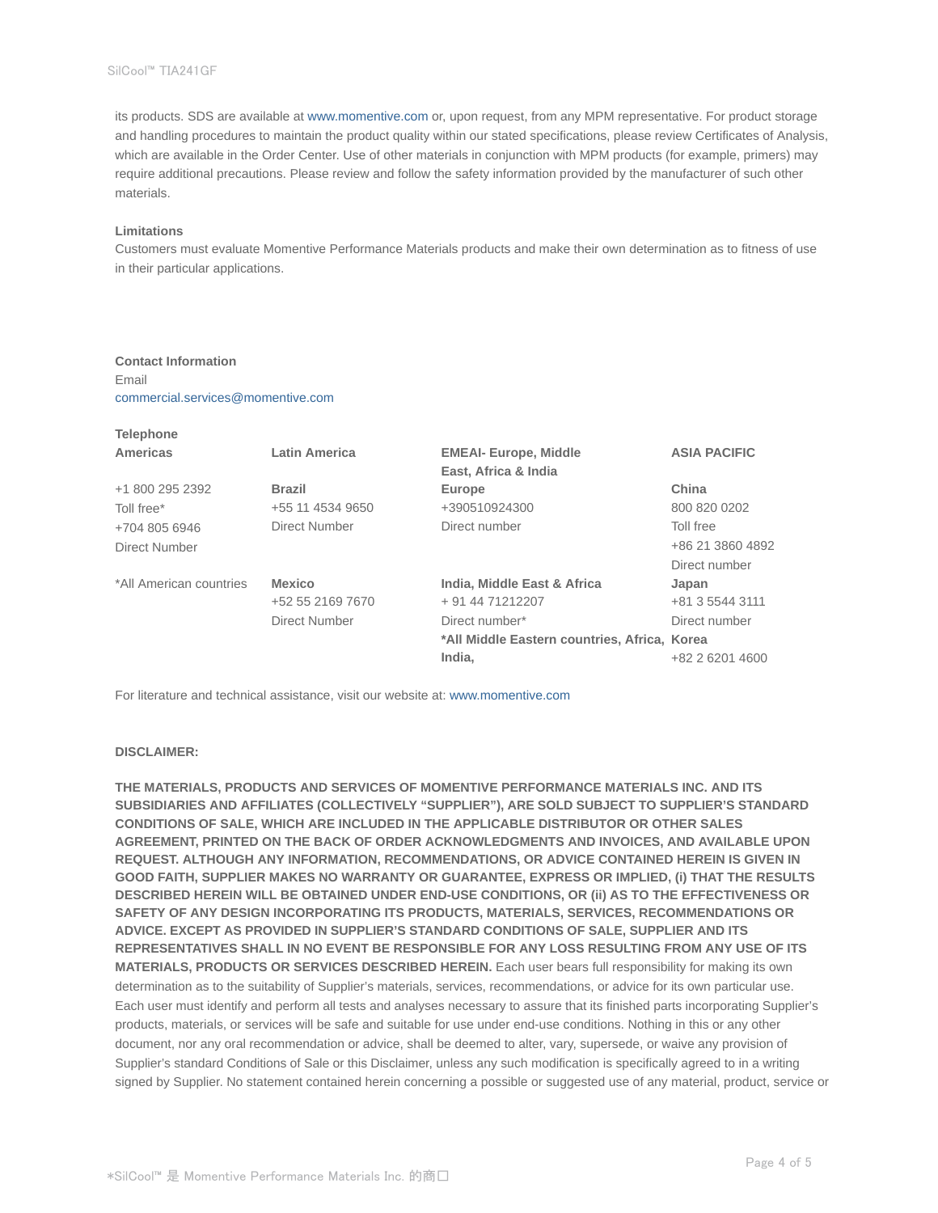its products. SDS are available at www.momentive.com or, upon request, from any MPM representative. For product storage and handling procedures to maintain the product quality within our stated specifications, please review Certificates of Analysis, which are available in the Order Center. Use of other materials in conjunction with MPM products (for example, primers) may require additional precautions. Please review and follow the safety information provided by the manufacturer of such other materials.

**Limitations**

Customers must evaluate Momentive Performance Materials products and make their own determination as to fitness of use in their particular applications.

**Contact Information**

Email

commercial.services@momentive.com

**Telephone**

| **Americas** | **Latin America** | **EMEAI- Europe, Middle East, Africa & India** | **ASIA PACIFIC** |
|---|---|---|---|
| +1 800 295 2392<br>Toll free*<br>+704 805 6946<br>Direct Number | **Brazil**<br>+55 11 4534 9650<br>Direct Number | **Europe**<br>+390510924300<br>Direct number | **China**<br>800 820 0202<br>Toll free<br>+86 21 3860 4892<br>Direct number |
| *All American countries | **Mexico**<br>+52 55 2169 7670<br>Direct Number | **India, Middle East & Africa**<br>+ 91 44 71212207<br>Direct number*<br>***All Middle Eastern countries, Africa, India,** | **Japan**<br>+81 3 5544 3111<br>Direct number<br>**Korea**<br>+82 2 6201 4600 |

For literature and technical assistance, visit our website at: www.momentive.com

**DISCLAIMER:**

**THE MATERIALS, PRODUCTS AND SERVICES OF MOMENTIVE PERFORMANCE MATERIALS INC. AND ITS SUBSIDIARIES AND AFFILIATES (COLLECTIVELY "SUPPLIER"), ARE SOLD SUBJECT TO SUPPLIER'S STANDARD CONDITIONS OF SALE, WHICH ARE INCLUDED IN THE APPLICABLE DISTRIBUTOR OR OTHER SALES AGREEMENT, PRINTED ON THE BACK OF ORDER ACKNOWLEDGMENTS AND INVOICES, AND AVAILABLE UPON REQUEST. ALTHOUGH ANY INFORMATION, RECOMMENDATIONS, OR ADVICE CONTAINED HEREIN IS GIVEN IN GOOD FAITH, SUPPLIER MAKES NO WARRANTY OR GUARANTEE, EXPRESS OR IMPLIED, (i) THAT THE RESULTS DESCRIBED HEREIN WILL BE OBTAINED UNDER END-USE CONDITIONS, OR (ii) AS TO THE EFFECTIVENESS OR SAFETY OF ANY DESIGN INCORPORATING ITS PRODUCTS, MATERIALS, SERVICES, RECOMMENDATIONS OR ADVICE. EXCEPT AS PROVIDED IN SUPPLIER'S STANDARD CONDITIONS OF SALE, SUPPLIER AND ITS REPRESENTATIVES SHALL IN NO EVENT BE RESPONSIBLE FOR ANY LOSS RESULTING FROM ANY USE OF ITS MATERIALS, PRODUCTS OR SERVICES DESCRIBED HEREIN.** Each user bears full responsibility for making its own determination as to the suitability of Supplier's materials, services, recommendations, or advice for its own particular use. Each user must identify and perform all tests and analyses necessary to assure that its finished parts incorporating Supplier's products, materials, or services will be safe and suitable for use under end-use conditions. Nothing in this or any other document, nor any oral recommendation or advice, shall be deemed to alter, vary, supersede, or waive any provision of Supplier's standard Conditions of Sale or this Disclaimer, unless any such modification is specifically agreed to in a writing signed by Supplier. No statement contained herein concerning a possible or suggested use of any material, product, service or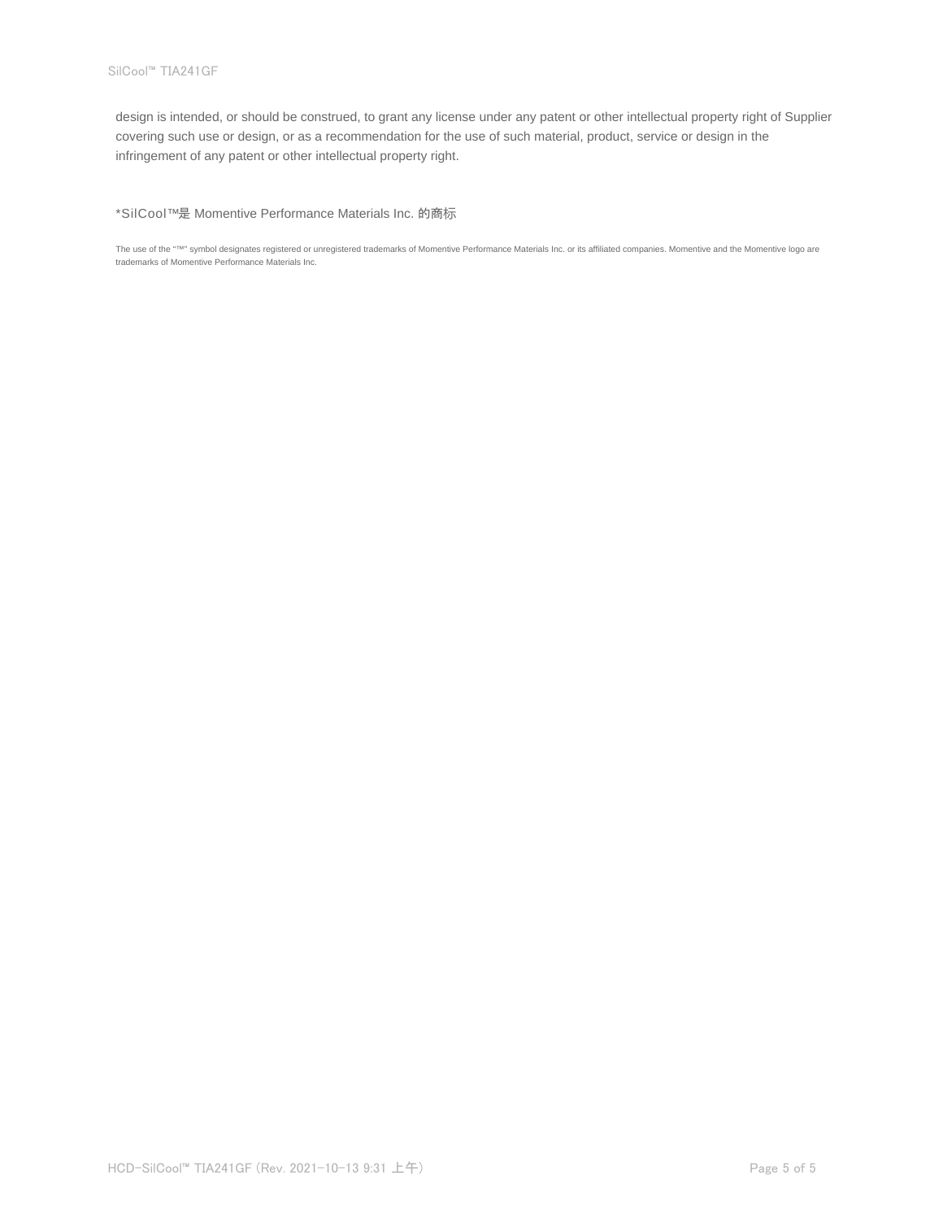design is intended, or should be construed, to grant any license under any patent or other intellectual property right of Supplier covering such use or design, or as a recommendation for the use of such material, product, service or design in the infringement of any patent or other intellectual property right.

*SilCool™是 Momentive Performance Materials Inc. 的商标

The use of the "™" symbol designates registered or unregistered trademarks of Momentive Performance Materials Inc. or its affiliated companies. Momentive and the Momentive logo are trademarks of Momentive Performance Materials Inc.